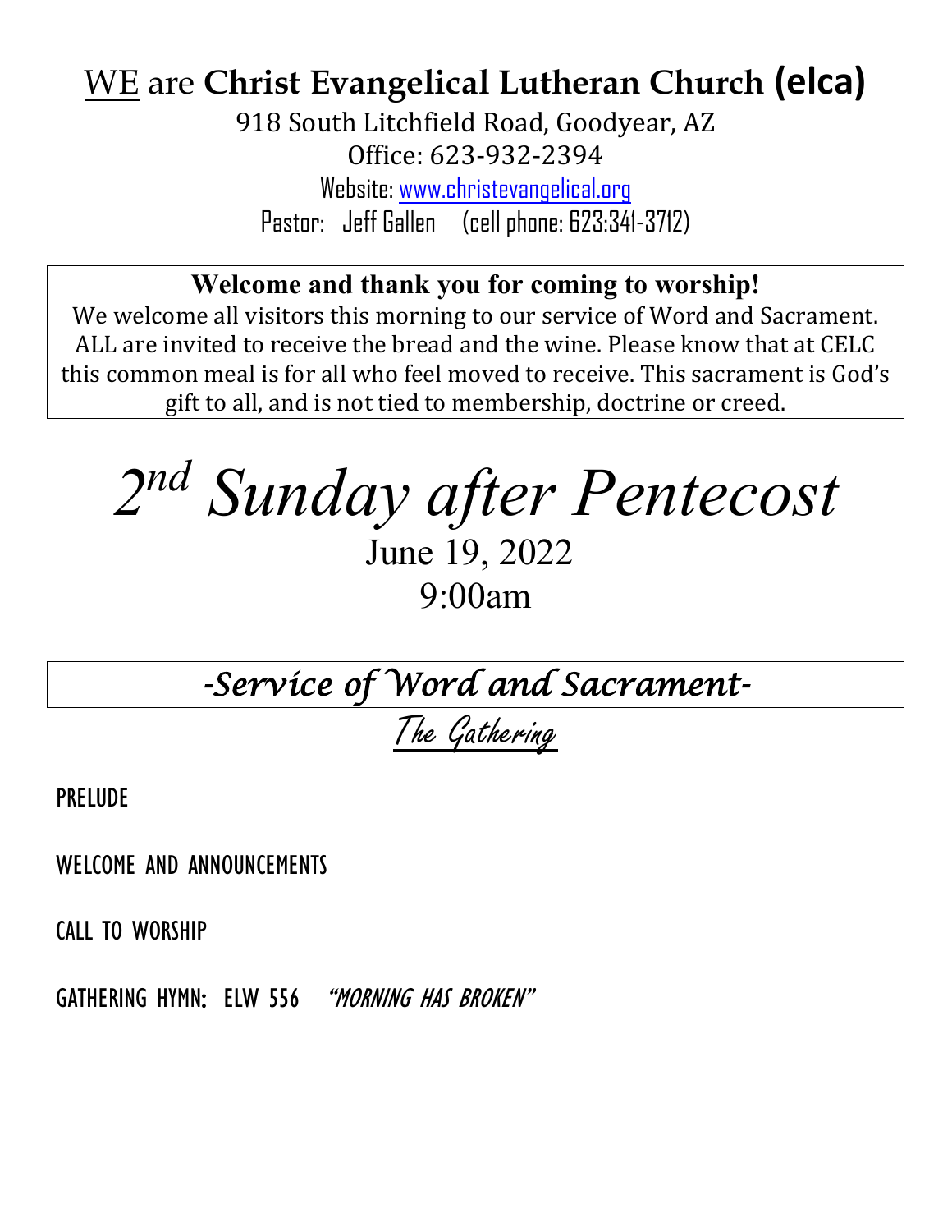# <u>WE</u> are **Christ Evangelical Lutheran Church (elca)**

918 South Litchfield Road, Goodyear, AZ
Office: 623-932-2394
Website: www.christevangelical.org
Pastor: Jeff Gallen (cell phone: 623:341-3712)

**Welcome and thank you for coming to worship!**
We welcome all visitors this morning to our service of Word and Sacrament. ALL are invited to receive the bread and the wine. Please know that at CELC this common meal is for all who feel moved to receive. This sacrament is God's gift to all, and is not tied to membership, doctrine or creed.

# *2nd Sunday after Pentecost*

June 19, 2022
9:00am

## *-Service of Word and Sacrament-*

### <u>The Gathering</u>

PRELUDE

WELCOME AND ANNOUNCEMENTS

CALL TO WORSHIP

GATHERING HYMN: ELW 556 *"MORNING HAS BROKEN"*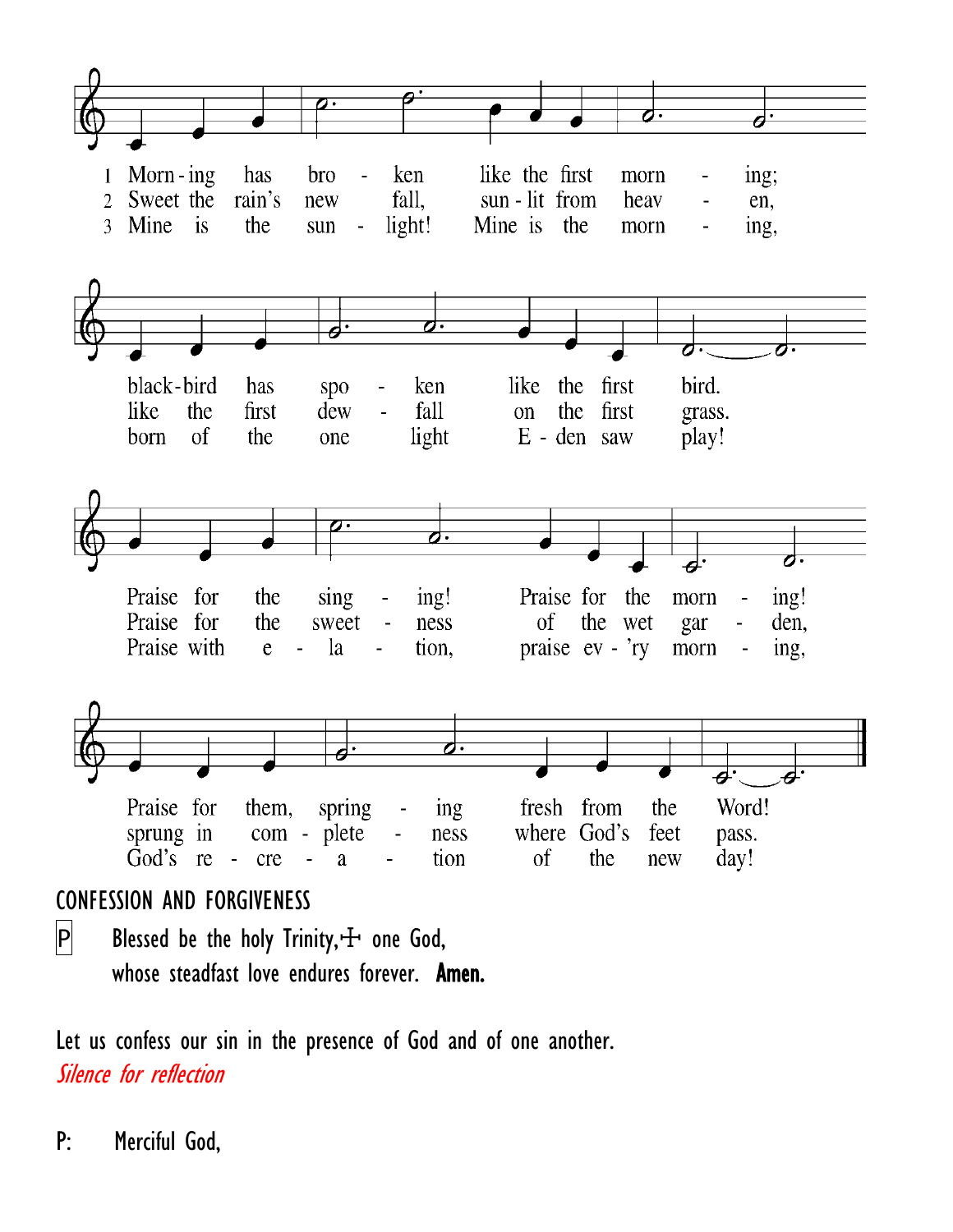1 Morn-ing has bro-ken like the first morn-ing;
black-bird has spo-ken like the first bird.
Praise for the sing-ing! Praise for the morn-ing!
Praise for them, spring-ing fresh from the Word!

2 Sweet the rain's new fall, sun-lit from heav-en,
like the first dew-fall on the first grass.
Praise for the sweet-ness of the wet gar-den,
sprung in com-plete-ness where God's feet pass.

3 Mine is the sun-light! Mine is the morn-ing,
born of the one light E-den saw play!
Praise with e-la-tion, praise ev-'ry morn-ing,
God's re-cre-a-tion of the new day!

## CONFESSION AND FORGIVENESS

P Blessed be the holy Trinity, ☩ one God,
whose steadfast love endures forever. **Amen.**

Let us confess our sin in the presence of God and of one another.

*Silence for reflection*

P: Merciful God,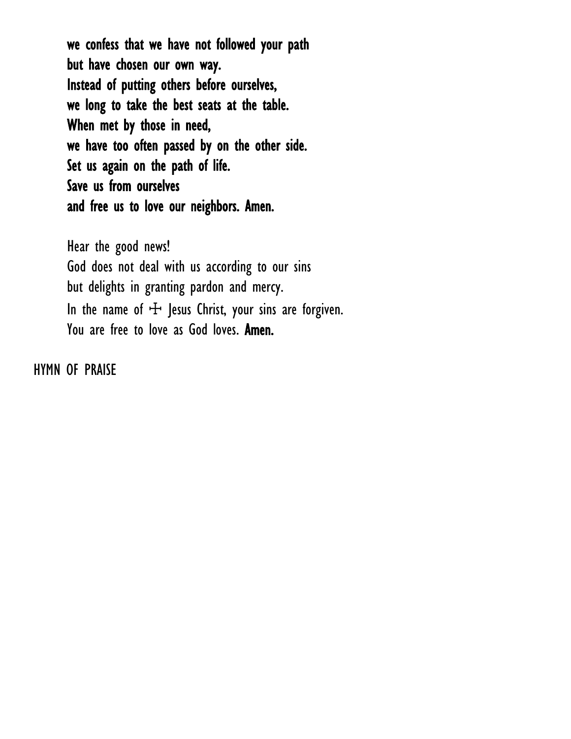**we confess that we have not followed your path**
**but have chosen our own way.**
**Instead of putting others before ourselves,**
**we long to take the best seats at the table.**
**When met by those in need,**
**we have too often passed by on the other side.**
**Set us again on the path of life.**
**Save us from ourselves**
**and free us to love our neighbors. Amen.**

Hear the good news!
God does not deal with us according to our sins
but delights in granting pardon and mercy.
In the name of ☩ Jesus Christ, your sins are forgiven.
You are free to love as God loves. **Amen.**

HYMN OF PRAISE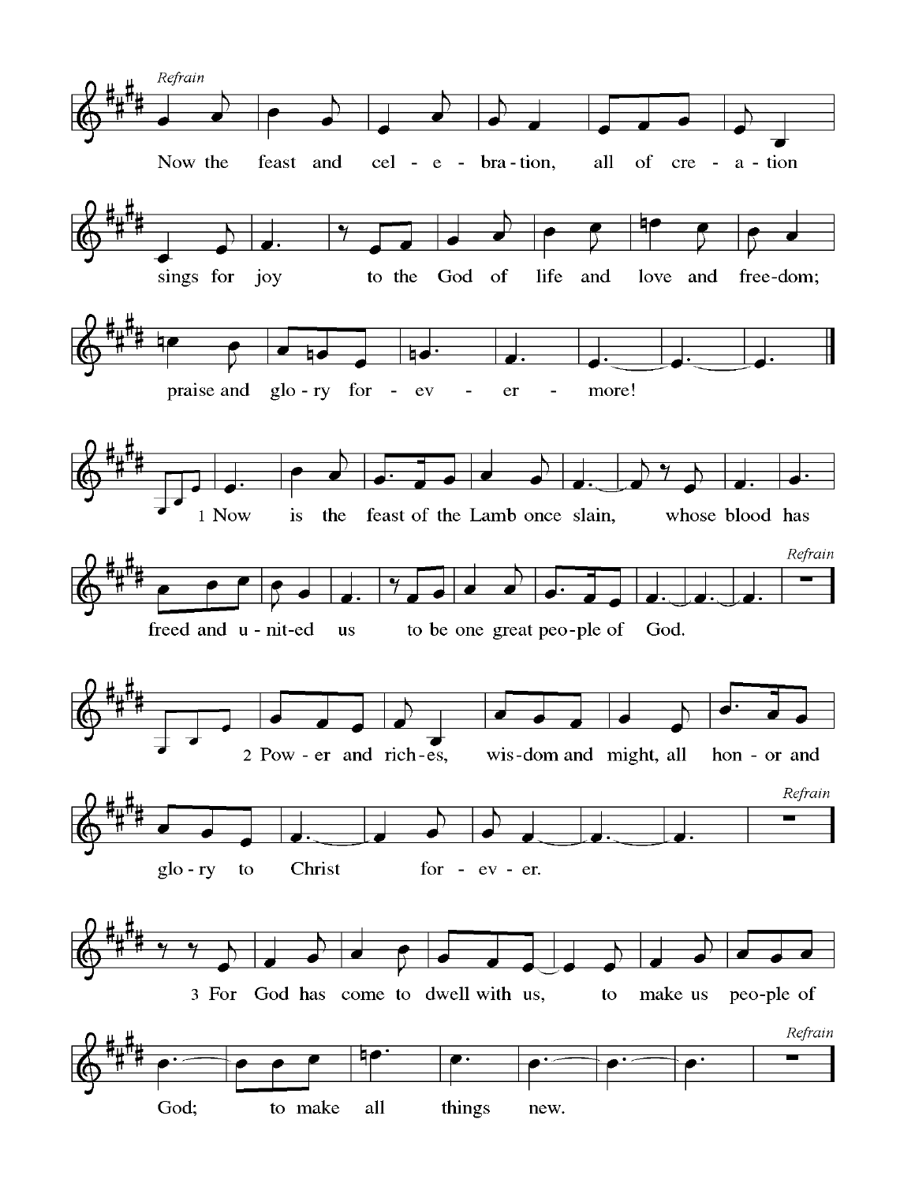*Refrain*

Now the feast and cel - e - bra - tion, all of cre - a - tion sings for joy to the God of life and love and free - dom; praise and glo - ry for - ev - er - more!

1 Now is the feast of the Lamb once slain, whose blood has freed and u - nit - ed us to be one great peo - ple of God.

*Refrain*

2 Pow - er and rich - es, wis - dom and might, all hon - or and glo - ry to Christ for - ev - er.

*Refrain*

3 For God has come to dwell with us, to make us peo - ple of God; to make all things new.

*Refrain*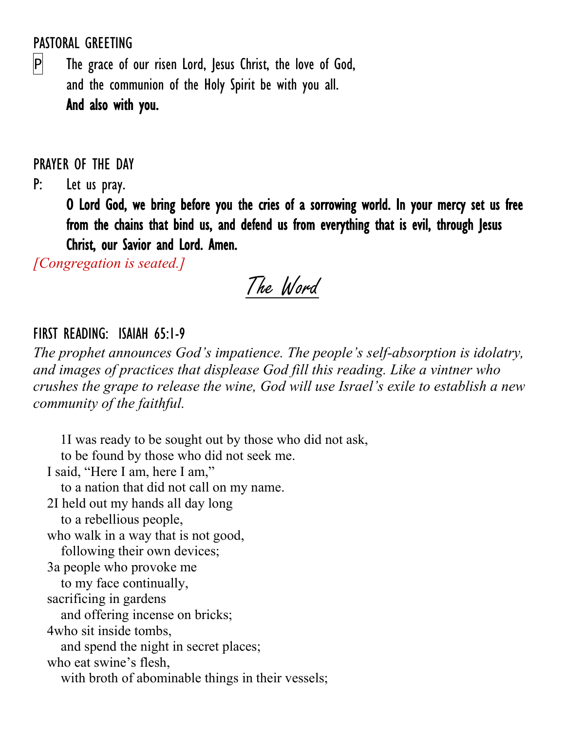## PASTORAL GREETING

P The grace of our risen Lord, Jesus Christ, the love of God, and the communion of the Holy Spirit be with you all.
**And also with you.**

## PRAYER OF THE DAY

P: Let us pray.
**O Lord God, we bring before you the cries of a sorrowing world. In your mercy set us free from the chains that bind us, and defend us from everything that is evil, through Jesus Christ, our Savior and Lord. Amen.**

*[Congregation is seated.]*

# The Word

## FIRST READING: ISAIAH 65:1-9

*The prophet announces God's impatience. The people's self-absorption is idolatry, and images of practices that displease God fill this reading. Like a vintner who crushes the grape to release the wine, God will use Israel's exile to establish a new community of the faithful.*

1I was ready to be sought out by those who did not ask,
to be found by those who did not seek me.
I said, "Here I am, here I am,"
to a nation that did not call on my name.
2I held out my hands all day long
to a rebellious people,
who walk in a way that is not good,
following their own devices;
3a people who provoke me
to my face continually,
sacrificing in gardens
and offering incense on bricks;
4who sit inside tombs,
and spend the night in secret places;
who eat swine's flesh,
with broth of abominable things in their vessels;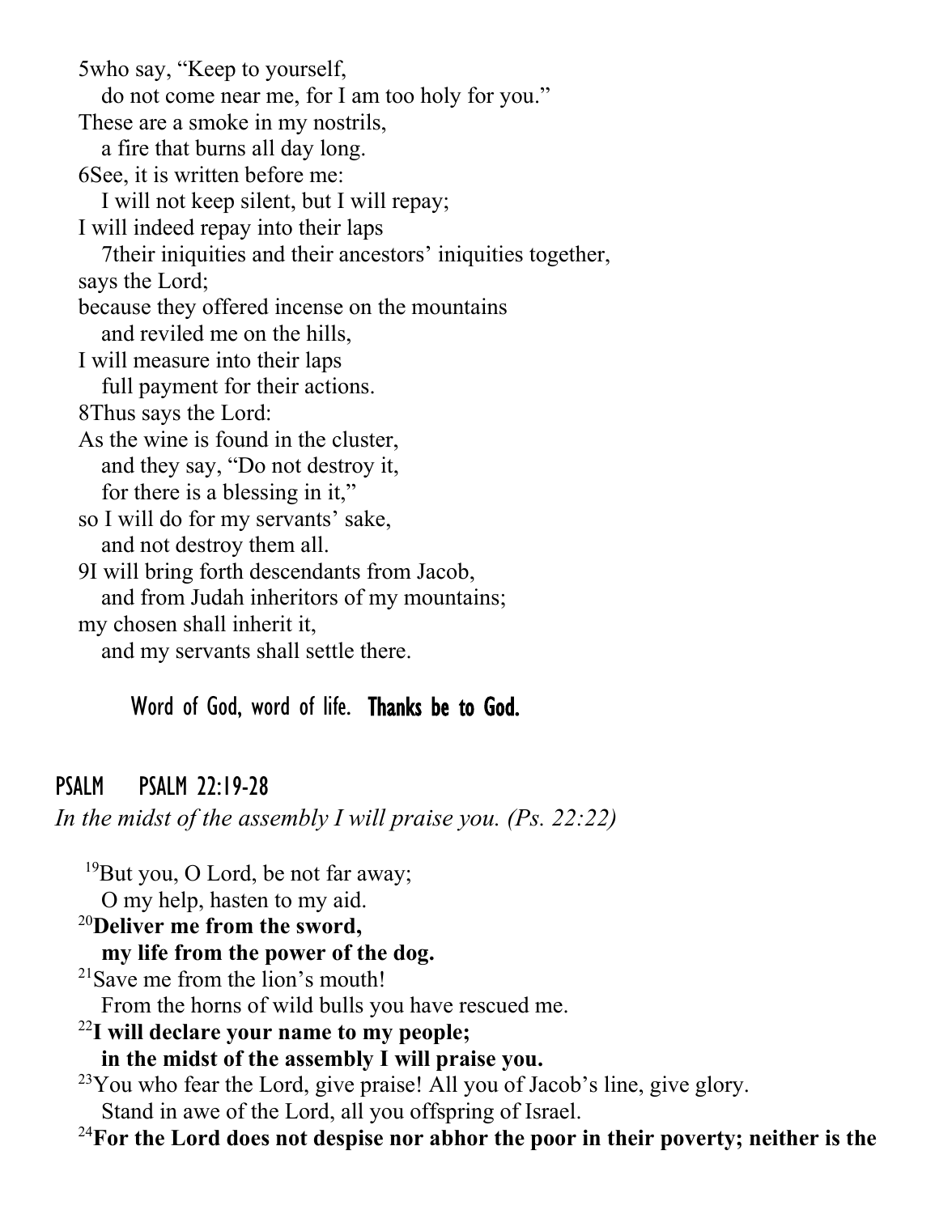5who say, "Keep to yourself,
do not come near me, for I am too holy for you."
These are a smoke in my nostrils,
a fire that burns all day long.
6See, it is written before me:
I will not keep silent, but I will repay;
I will indeed repay into their laps
7their iniquities and their ancestors' iniquities together,
says the Lord;
because they offered incense on the mountains
and reviled me on the hills,
I will measure into their laps
full payment for their actions.
8Thus says the Lord:
As the wine is found in the cluster,
and they say, "Do not destroy it,
for there is a blessing in it,"
so I will do for my servants' sake,
and not destroy them all.
9I will bring forth descendants from Jacob,
and from Judah inheritors of my mountains;
my chosen shall inherit it,
and my servants shall settle there.

Word of God, word of life. **Thanks be to God.**

## PSALM PSALM 22:19-28

*In the midst of the assembly I will praise you. (Ps. 22:22)*

19But you, O Lord, be not far away;
O my help, hasten to my aid.
**20Deliver me from the sword,**
**my life from the power of the dog.**
21Save me from the lion's mouth!
From the horns of wild bulls you have rescued me.
**22I will declare your name to my people;**
**in the midst of the assembly I will praise you.**
23You who fear the Lord, give praise! All you of Jacob's line, give glory.
Stand in awe of the Lord, all you offspring of Israel.
**24For the Lord does not despise nor abhor the poor in their poverty; neither is the**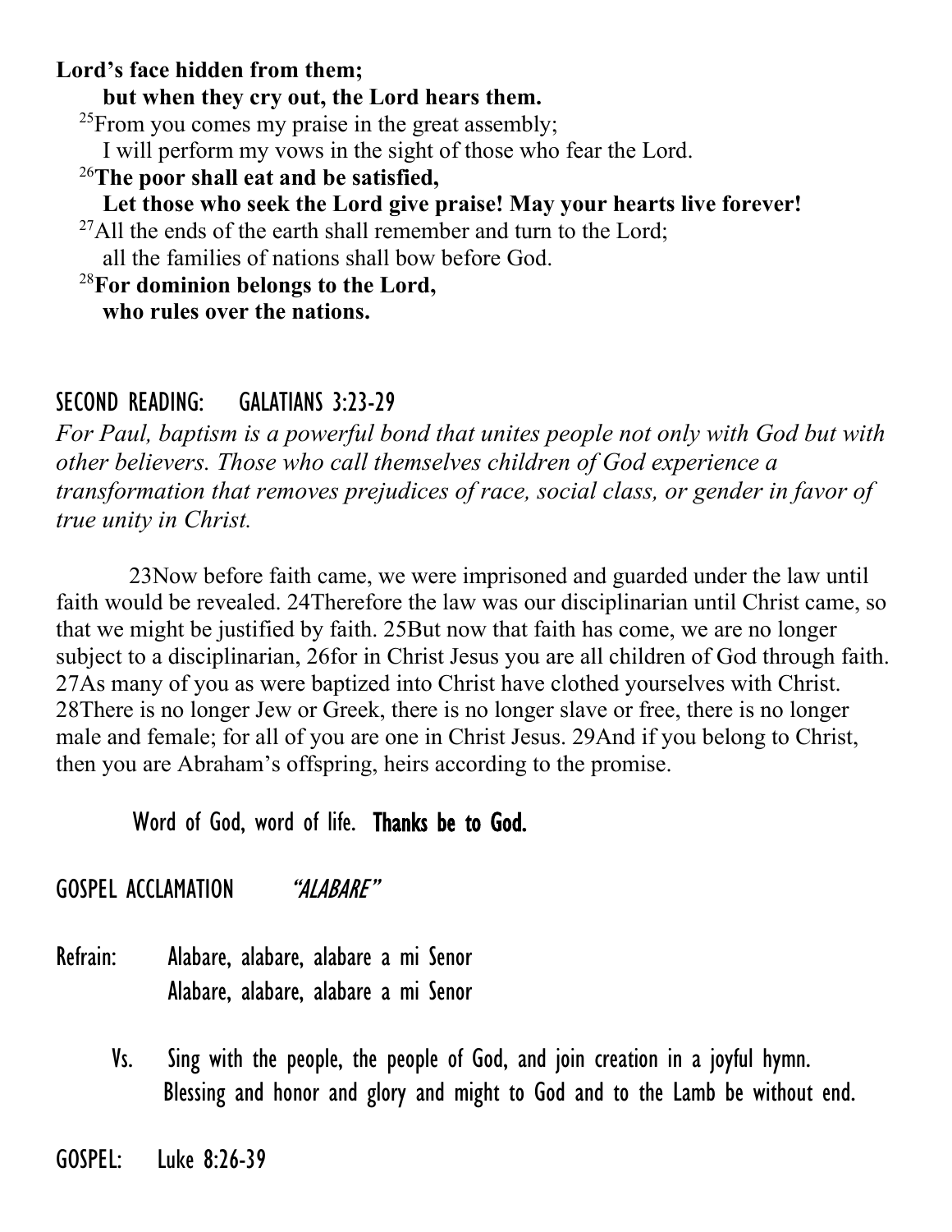**Lord's face hidden from them;**
**but when they cry out, the Lord hears them.**

[25]From you comes my praise in the great assembly;
I will perform my vows in the sight of those who fear the Lord.

[26]**The poor shall eat and be satisfied,**
**Let those who seek the Lord give praise! May your hearts live forever!**

[27]All the ends of the earth shall remember and turn to the Lord;
all the families of nations shall bow before God.

[28]**For dominion belongs to the Lord,**
**who rules over the nations.**

## SECOND READING: GALATIANS 3:23-29

*For Paul, baptism is a powerful bond that unites people not only with God but with other believers. Those who call themselves children of God experience a transformation that removes prejudices of race, social class, or gender in favor of true unity in Christ.*

23Now before faith came, we were imprisoned and guarded under the law until faith would be revealed. 24Therefore the law was our disciplinarian until Christ came, so that we might be justified by faith. 25But now that faith has come, we are no longer subject to a disciplinarian, 26for in Christ Jesus you are all children of God through faith. 27As many of you as were baptized into Christ have clothed yourselves with Christ. 28There is no longer Jew or Greek, there is no longer slave or free, there is no longer male and female; for all of you are one in Christ Jesus. 29And if you belong to Christ, then you are Abraham's offspring, heirs according to the promise.

Word of God, word of life. **Thanks be to God.**

## GOSPEL ACCLAMATION *"ALABARE"*

Refrain: Alabare, alabare, alabare a mi Senor
Alabare, alabare, alabare a mi Senor

Vs. Sing with the people, the people of God, and join creation in a joyful hymn.
Blessing and honor and glory and might to God and to the Lamb be without end.

## GOSPEL: Luke 8:26-39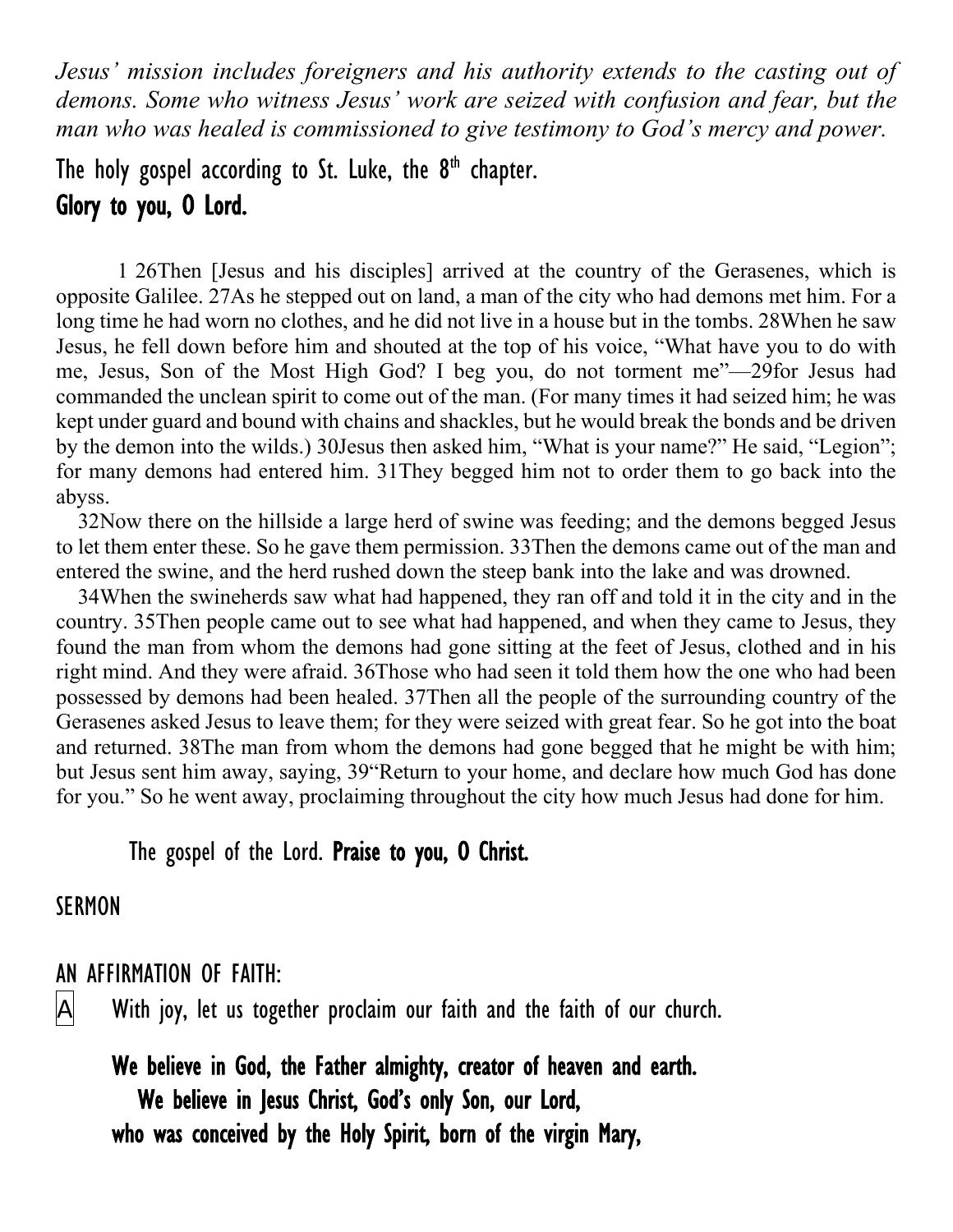*Jesus' mission includes foreigners and his authority extends to the casting out of demons. Some who witness Jesus' work are seized with confusion and fear, but the man who was healed is commissioned to give testimony to God's mercy and power.*

The holy gospel according to St. Luke, the 8th chapter.
**Glory to you, O Lord.**

1 26Then [Jesus and his disciples] arrived at the country of the Gerasenes, which is opposite Galilee. 27As he stepped out on land, a man of the city who had demons met him. For a long time he had worn no clothes, and he did not live in a house but in the tombs. 28When he saw Jesus, he fell down before him and shouted at the top of his voice, "What have you to do with me, Jesus, Son of the Most High God? I beg you, do not torment me"—29for Jesus had commanded the unclean spirit to come out of the man. (For many times it had seized him; he was kept under guard and bound with chains and shackles, but he would break the bonds and be driven by the demon into the wilds.) 30Jesus then asked him, "What is your name?" He said, "Legion"; for many demons had entered him. 31They begged him not to order them to go back into the abyss.

32Now there on the hillside a large herd of swine was feeding; and the demons begged Jesus to let them enter these. So he gave them permission. 33Then the demons came out of the man and entered the swine, and the herd rushed down the steep bank into the lake and was drowned.

34When the swineherds saw what had happened, they ran off and told it in the city and in the country. 35Then people came out to see what had happened, and when they came to Jesus, they found the man from whom the demons had gone sitting at the feet of Jesus, clothed and in his right mind. And they were afraid. 36Those who had seen it told them how the one who had been possessed by demons had been healed. 37Then all the people of the surrounding country of the Gerasenes asked Jesus to leave them; for they were seized with great fear. So he got into the boat and returned. 38The man from whom the demons had gone begged that he might be with him; but Jesus sent him away, saying, 39"Return to your home, and declare how much God has done for you." So he went away, proclaiming throughout the city how much Jesus had done for him.

The gospel of the Lord. **Praise to you, O Christ.**

## SERMON

## AN AFFIRMATION OF FAITH:

A With joy, let us together proclaim our faith and the faith of our church.

**We believe in God, the Father almighty, creator of heaven and earth.**
**We believe in Jesus Christ, God's only Son, our Lord,**
**who was conceived by the Holy Spirit, born of the virgin Mary,**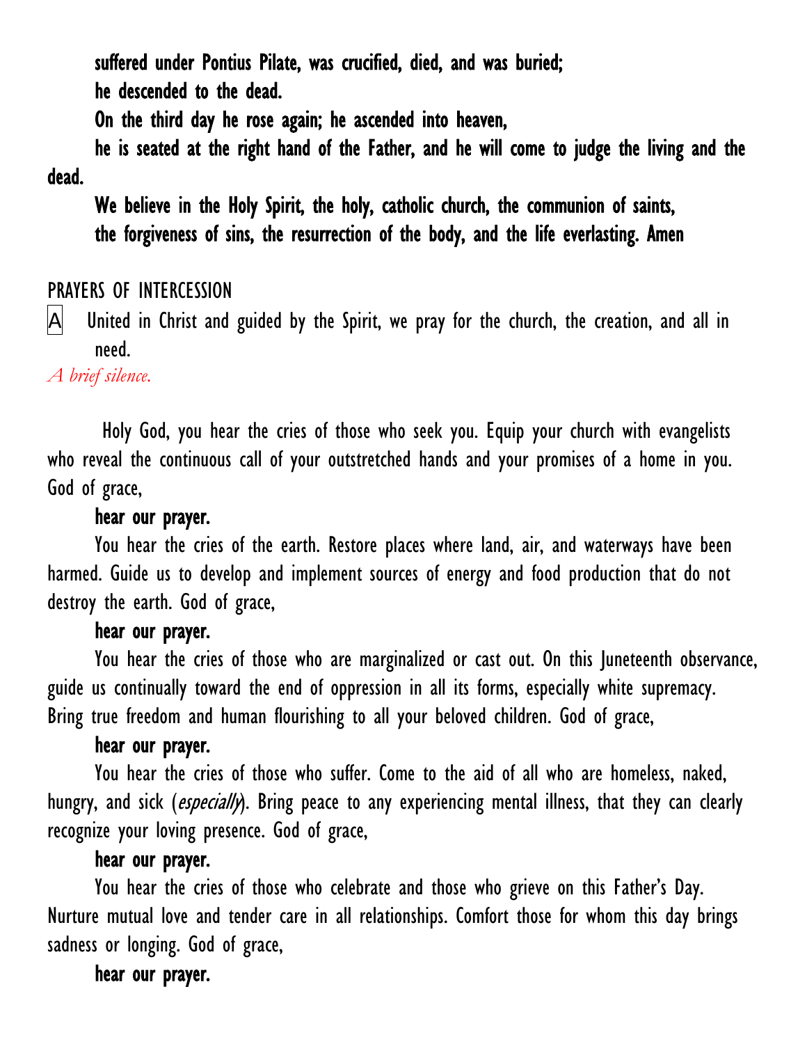**suffered under Pontius Pilate, was crucified, died, and was buried;**
**he descended to the dead.**
**On the third day he rose again; he ascended into heaven,**
**he is seated at the right hand of the Father, and he will come to judge the living and the dead.**
**We believe in the Holy Spirit, the holy, catholic church, the communion of saints,**
**the forgiveness of sins, the resurrection of the body, and the life everlasting. Amen**

PRAYERS OF INTERCESSION

A United in Christ and guided by the Spirit, we pray for the church, the creation, and all in need.

*A brief silence.*

Holy God, you hear the cries of those who seek you. Equip your church with evangelists who reveal the continuous call of your outstretched hands and your promises of a home in you. God of grace,

**hear our prayer.**

You hear the cries of the earth. Restore places where land, air, and waterways have been harmed. Guide us to develop and implement sources of energy and food production that do not destroy the earth. God of grace,

**hear our prayer.**

You hear the cries of those who are marginalized or cast out. On this Juneteenth observance, guide us continually toward the end of oppression in all its forms, especially white supremacy. Bring true freedom and human flourishing to all your beloved children. God of grace,

**hear our prayer.**

You hear the cries of those who suffer. Come to the aid of all who are homeless, naked, hungry, and sick (*especially*). Bring peace to any experiencing mental illness, that they can clearly recognize your loving presence. God of grace,

**hear our prayer.**

You hear the cries of those who celebrate and those who grieve on this Father's Day. Nurture mutual love and tender care in all relationships. Comfort those for whom this day brings sadness or longing. God of grace,

**hear our prayer.**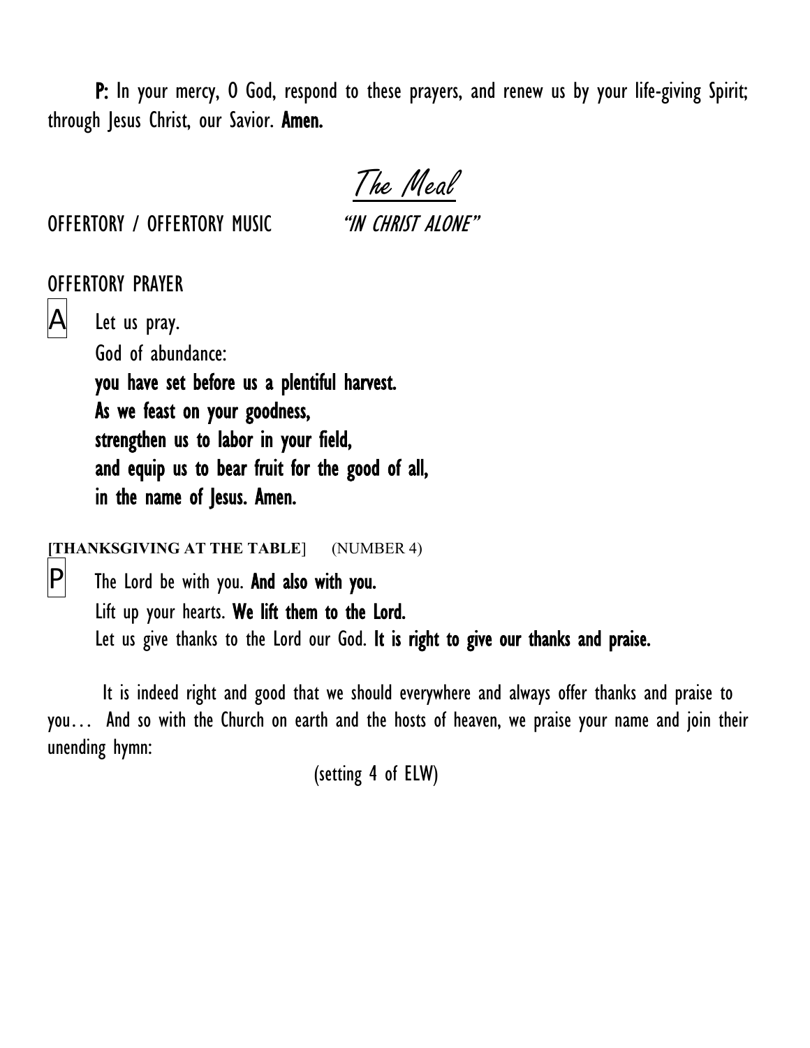**P:** In your mercy, O God, respond to these prayers, and renew us by your life-giving Spirit; through Jesus Christ, our Savior. **Amen.**

## *The Meal*

OFFERTORY / OFFERTORY MUSIC *"IN CHRIST ALONE"*

OFFERTORY PRAYER

A Let us pray.
God of abundance:
**you have set before us a plentiful harvest.**
**As we feast on your goodness,**
**strengthen us to labor in your field,**
**and equip us to bear fruit for the good of all,**
**in the name of Jesus. Amen.**

**[THANKSGIVING AT THE TABLE]** (NUMBER 4)

P The Lord be with you. **And also with you.**
Lift up your hearts. **We lift them to the Lord.**
Let us give thanks to the Lord our God. **It is right to give our thanks and praise.**

It is indeed right and good that we should everywhere and always offer thanks and praise to you… And so with the Church on earth and the hosts of heaven, we praise your name and join their unending hymn:

(setting 4 of ELW)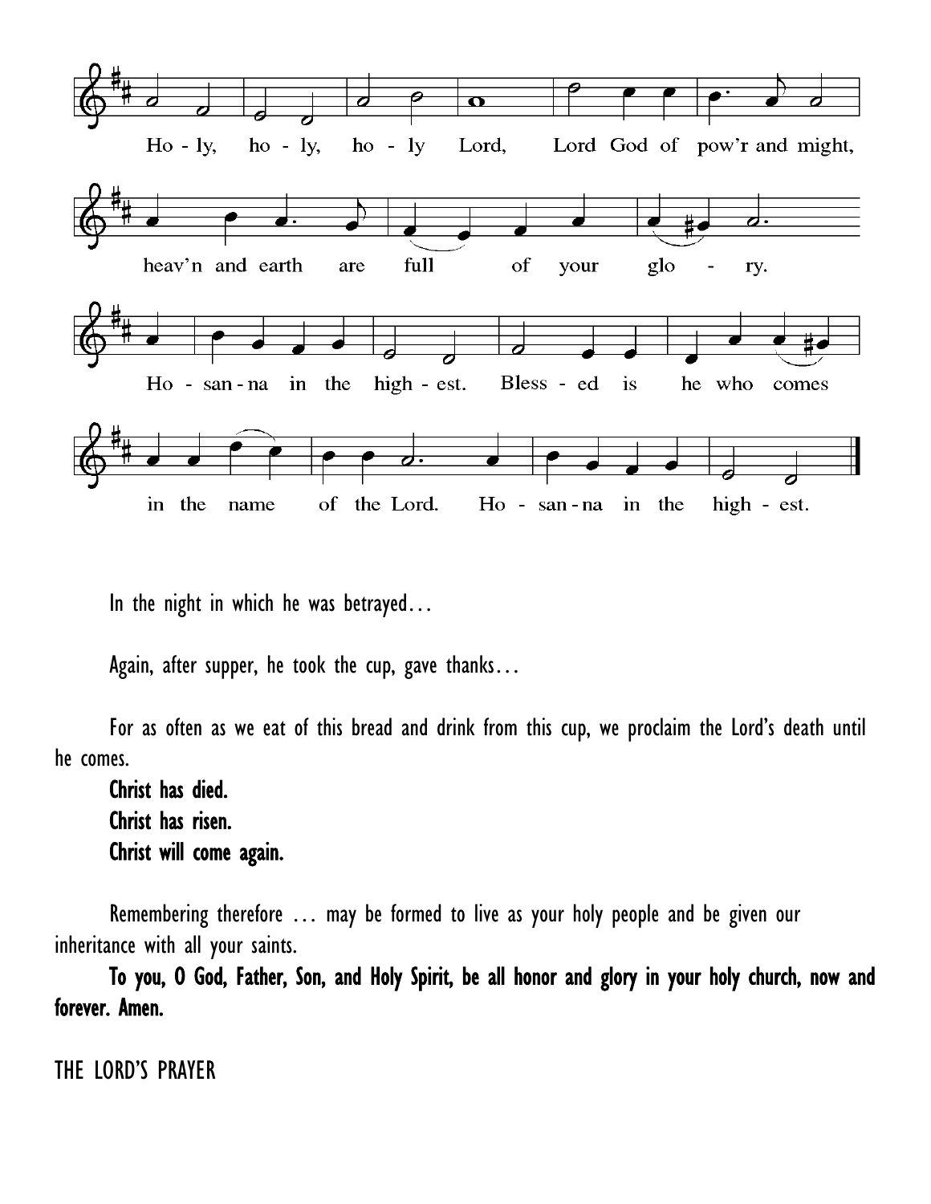Ho - ly, ho - ly, ho - ly Lord, Lord God of pow'r and might, heav'n and earth are full of your glo - ry. Ho - san - na in the high - est. Bless - ed is he who comes in the name of the Lord. Ho - san - na in the high - est.

In the night in which he was betrayed…

Again, after supper, he took the cup, gave thanks…

For as often as we eat of this bread and drink from this cup, we proclaim the Lord's death until he comes.

**Christ has died.**
**Christ has risen.**
**Christ will come again.**

Remembering therefore … may be formed to live as your holy people and be given our inheritance with all your saints.

**To you, O God, Father, Son, and Holy Spirit, be all honor and glory in your holy church, now and forever. Amen.**

THE LORD'S PRAYER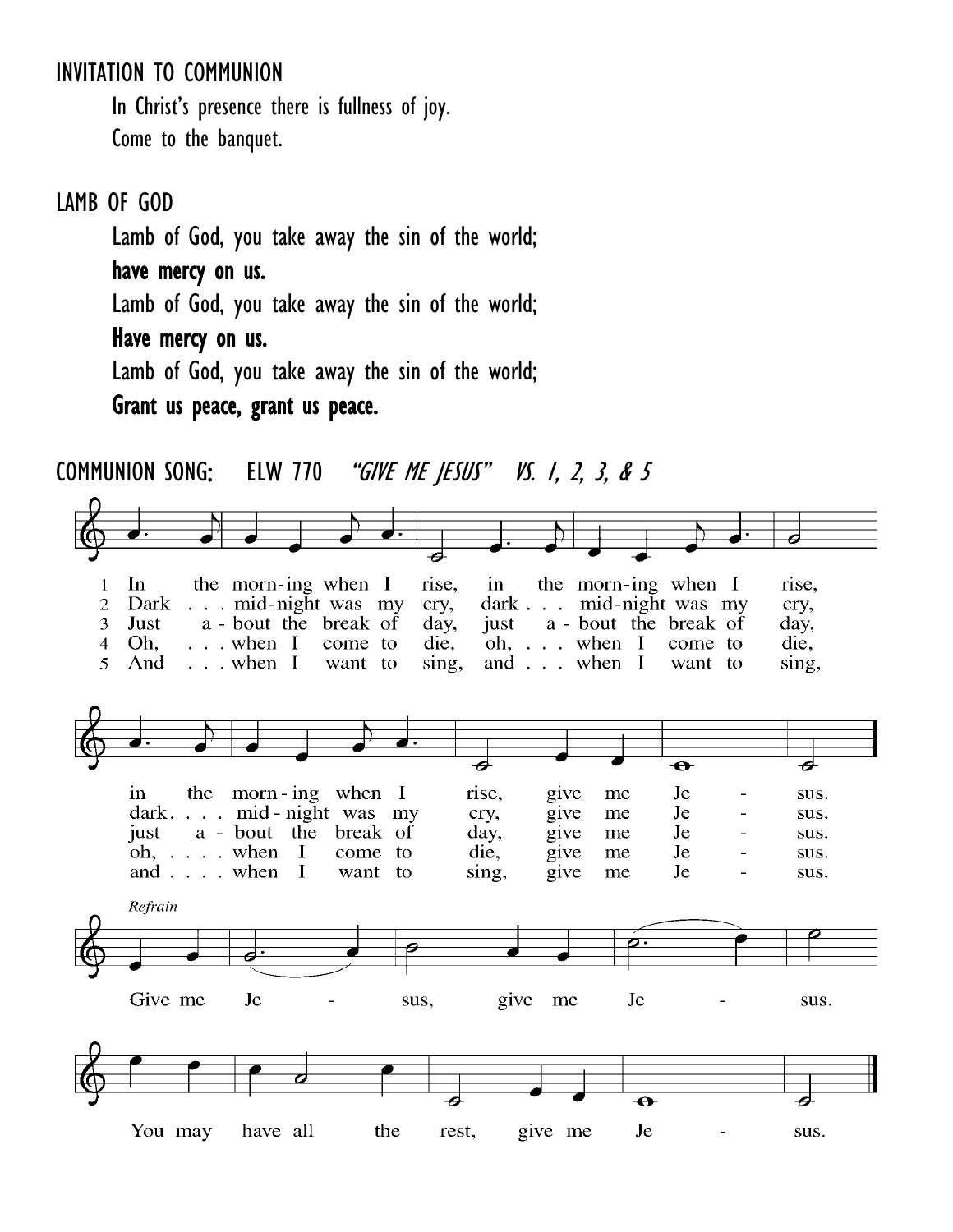## INVITATION TO COMMUNION

In Christ's presence there is fullness of joy.
Come to the banquet.

## LAMB OF GOD

Lamb of God, you take away the sin of the world;
**have mercy on us.**
Lamb of God, you take away the sin of the world;
**Have mercy on us.**
Lamb of God, you take away the sin of the world;
**Grant us peace, grant us peace.**

## COMMUNION SONG: ELW 770 *"GIVE ME JESUS" VS. 1, 2, 3, & 5*

1 In the morn-ing when I rise, in the morn-ing when I rise, in the morn-ing when I rise, give me Je - sus.

2 Dark . . . mid-night was my cry, dark . . . mid-night was my cry, dark. . . . mid-night was my cry, give me Je - sus.

3 Just a - bout the break of day, just a - bout the break of day, just a - bout the break of day, give me Je - sus.

4 Oh, . . . when I come to die, oh, . . . when I come to die, oh, . . . . when I come to die, give me Je - sus.

5 And . . . when I want to sing, and . . . when I want to sing, and . . . . when I want to sing, give me Je - sus.

*Refrain*

Give me Je - sus, give me Je - sus.
You may have all the rest, give me Je - sus.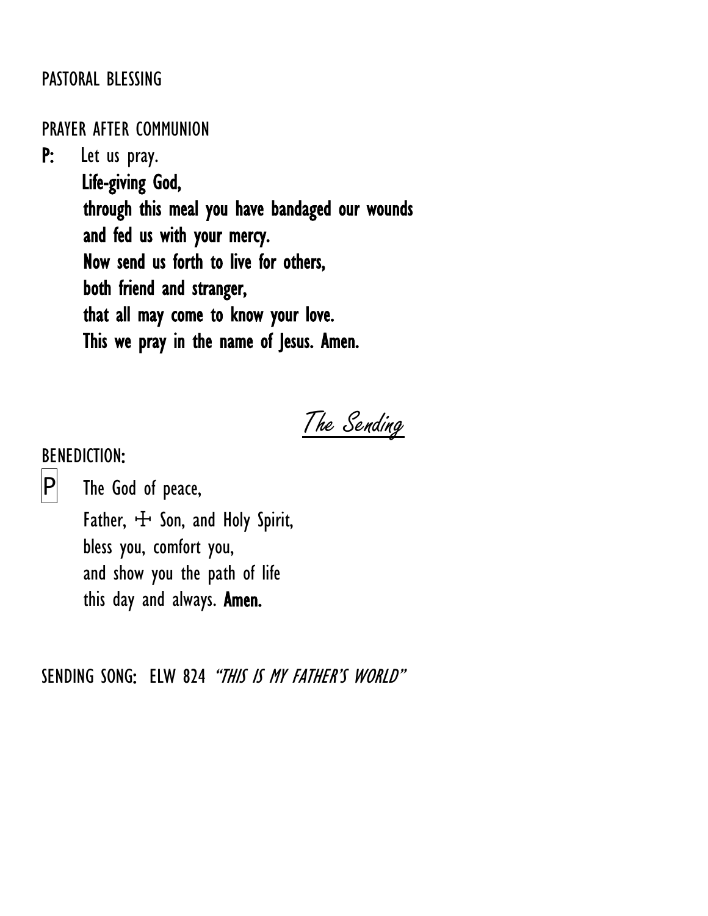PASTORAL BLESSING

PRAYER AFTER COMMUNION

**P:** Let us pray.
**Life-giving God,**
**through this meal you have bandaged our wounds**
**and fed us with your mercy.**
**Now send us forth to live for others,**
**both friend and stranger,**
**that all may come to know your love.**
**This we pray in the name of Jesus. Amen.**

## *The Sending*

BENEDICTION:

P The God of peace,
Father, ☩ Son, and Holy Spirit,
bless you, comfort you,
and show you the path of life
this day and always. **Amen.**

SENDING SONG: ELW 824 *"THIS IS MY FATHER'S WORLD"*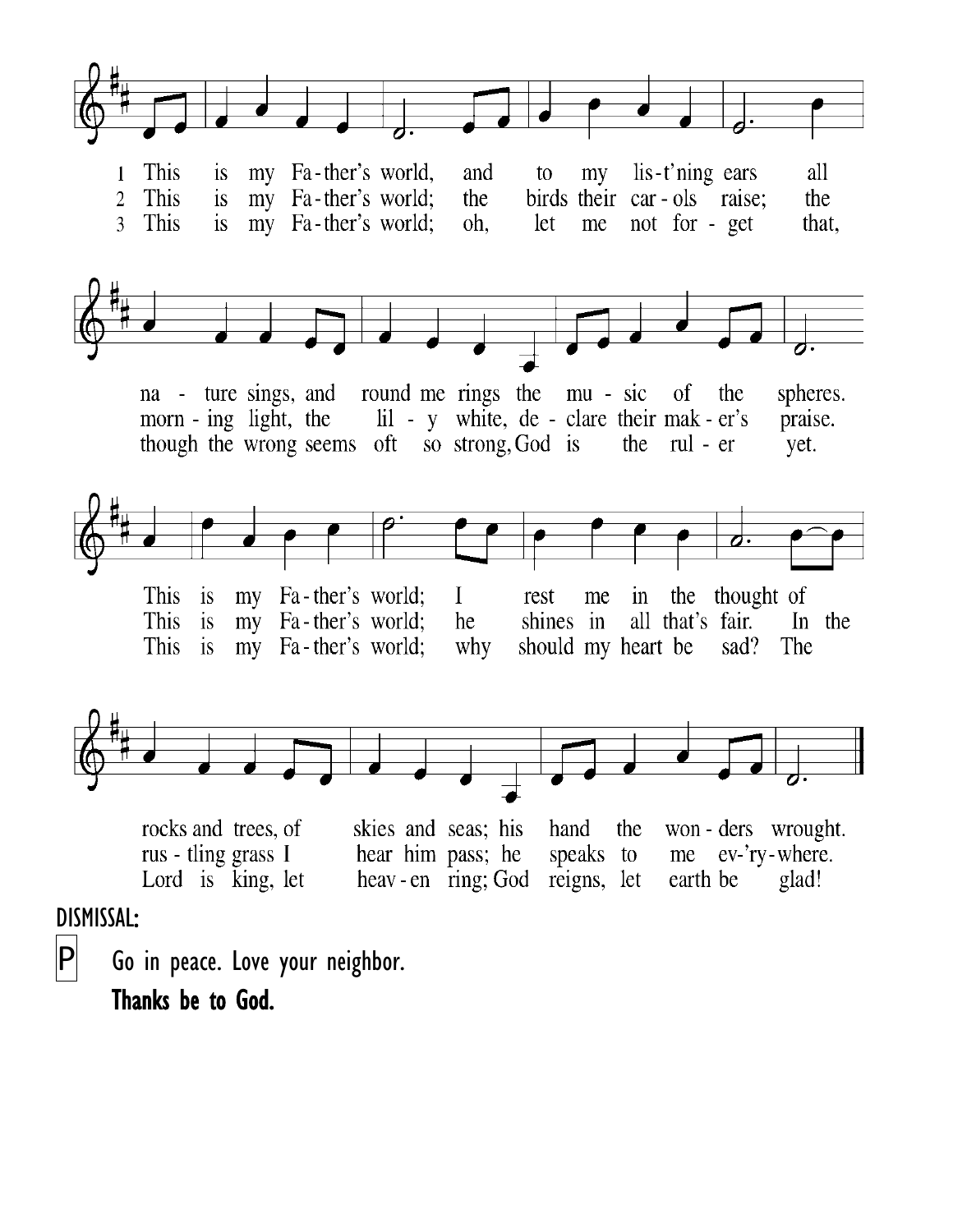1 This is my Fa-ther's world, and to my lis-t'ning ears all na - ture sings, and round me rings the mu - sic of the spheres. This is my Fa-ther's world; I rest me in the thought of rocks and trees, of skies and seas; his hand the won - ders wrought.

2 This is my Fa-ther's world; the birds their car - ols raise; the morn - ing light, the lil - y white, de - clare their mak - er's praise. This is my Fa-ther's world; he shines in all that's fair. In the rus - tling grass I hear him pass; he speaks to me ev-'ry-where.

3 This is my Fa-ther's world; oh, let me not for - get that, though the wrong seems oft so strong, God is the rul - er yet. This is my Fa-ther's world; why should my heart be sad? The Lord is king, let heav - en ring; God reigns, let earth be glad!

DISMISSAL:

P Go in peace. Love your neighbor.

**Thanks be to God.**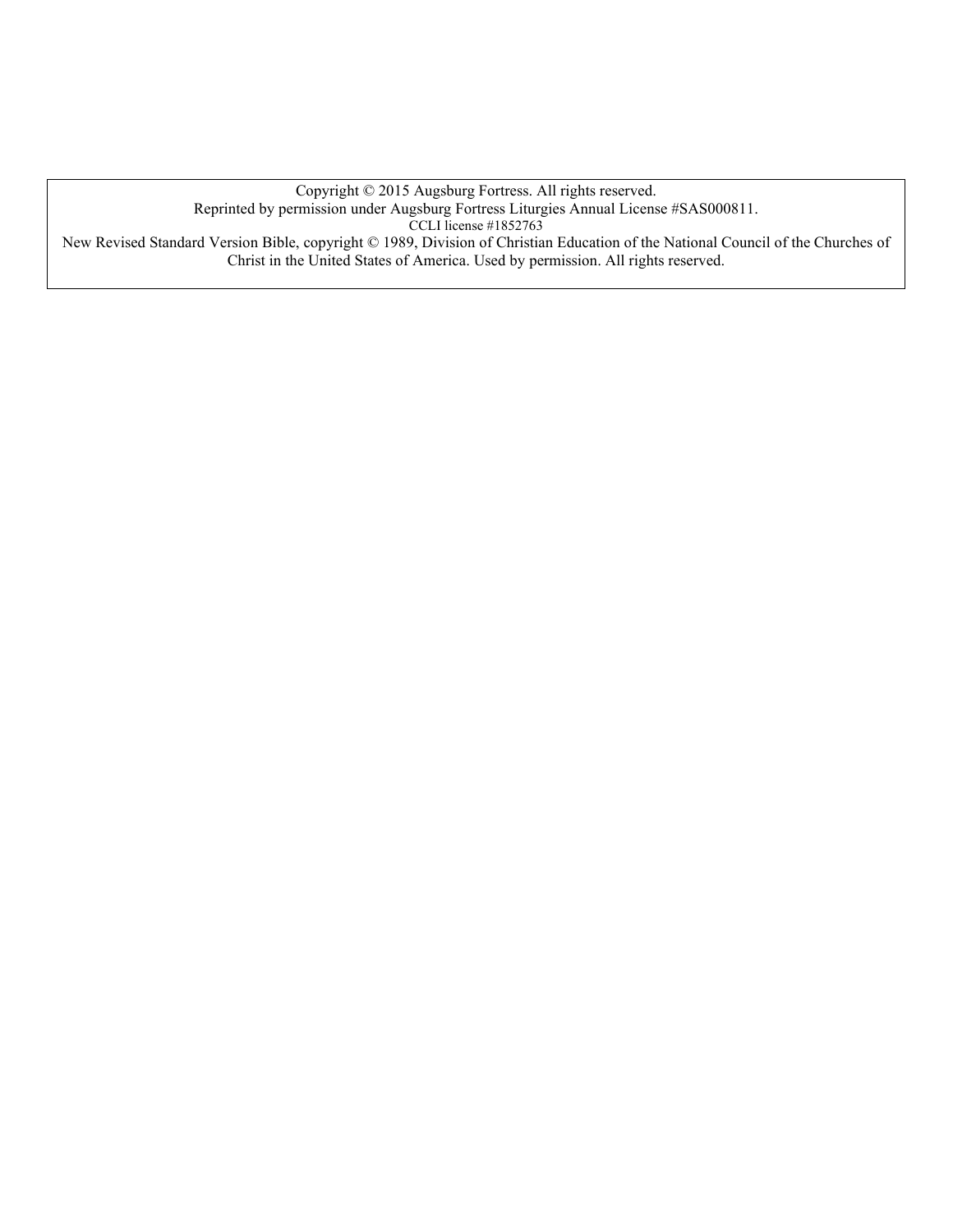Copyright © 2015 Augsburg Fortress. All rights reserved.
Reprinted by permission under Augsburg Fortress Liturgies Annual License #SAS000811.
CCLI license #1852763
New Revised Standard Version Bible, copyright © 1989, Division of Christian Education of the National Council of the Churches of Christ in the United States of America. Used by permission. All rights reserved.